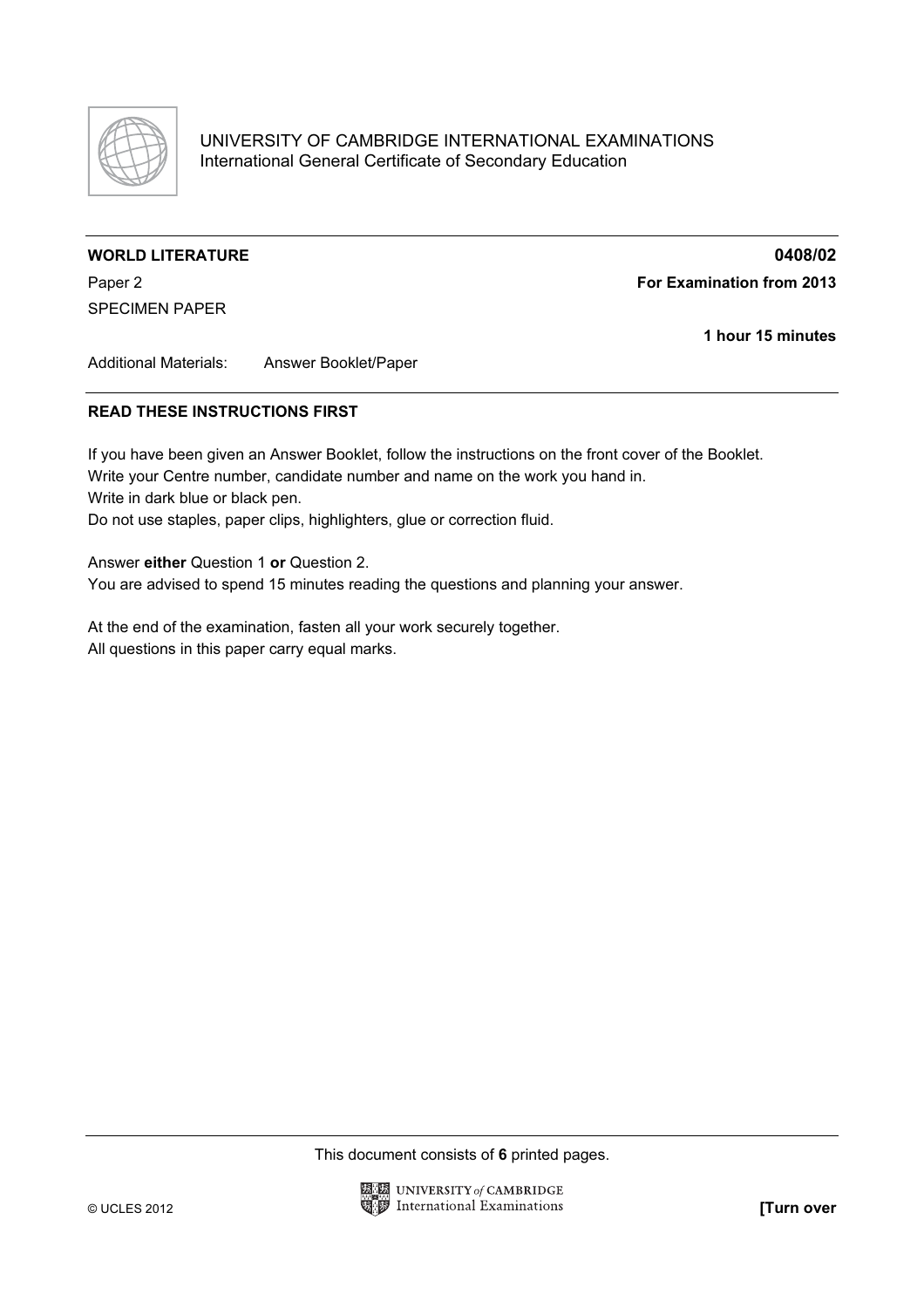UNIVERSITY OF CAMBRIDGE INTERNATIONAL EXAMINATIONS
International General Certificate of Secondary Education

**WORLD LITERATURE** **0408/02**

Paper 2 **For Examination from 2013**

SPECIMEN PAPER

**1 hour 15 minutes**

Additional Materials: Answer Booklet/Paper

**READ THESE INSTRUCTIONS FIRST**

If you have been given an Answer Booklet, follow the instructions on the front cover of the Booklet.
Write your Centre number, candidate number and name on the work you hand in.
Write in dark blue or black pen.
Do not use staples, paper clips, highlighters, glue or correction fluid.

Answer **either** Question 1 **or** Question 2.
You are advised to spend 15 minutes reading the questions and planning your answer.

At the end of the examination, fasten all your work securely together.
All questions in this paper carry equal marks.

This document consists of **6** printed pages.

© UCLES 2012 **[Turn over**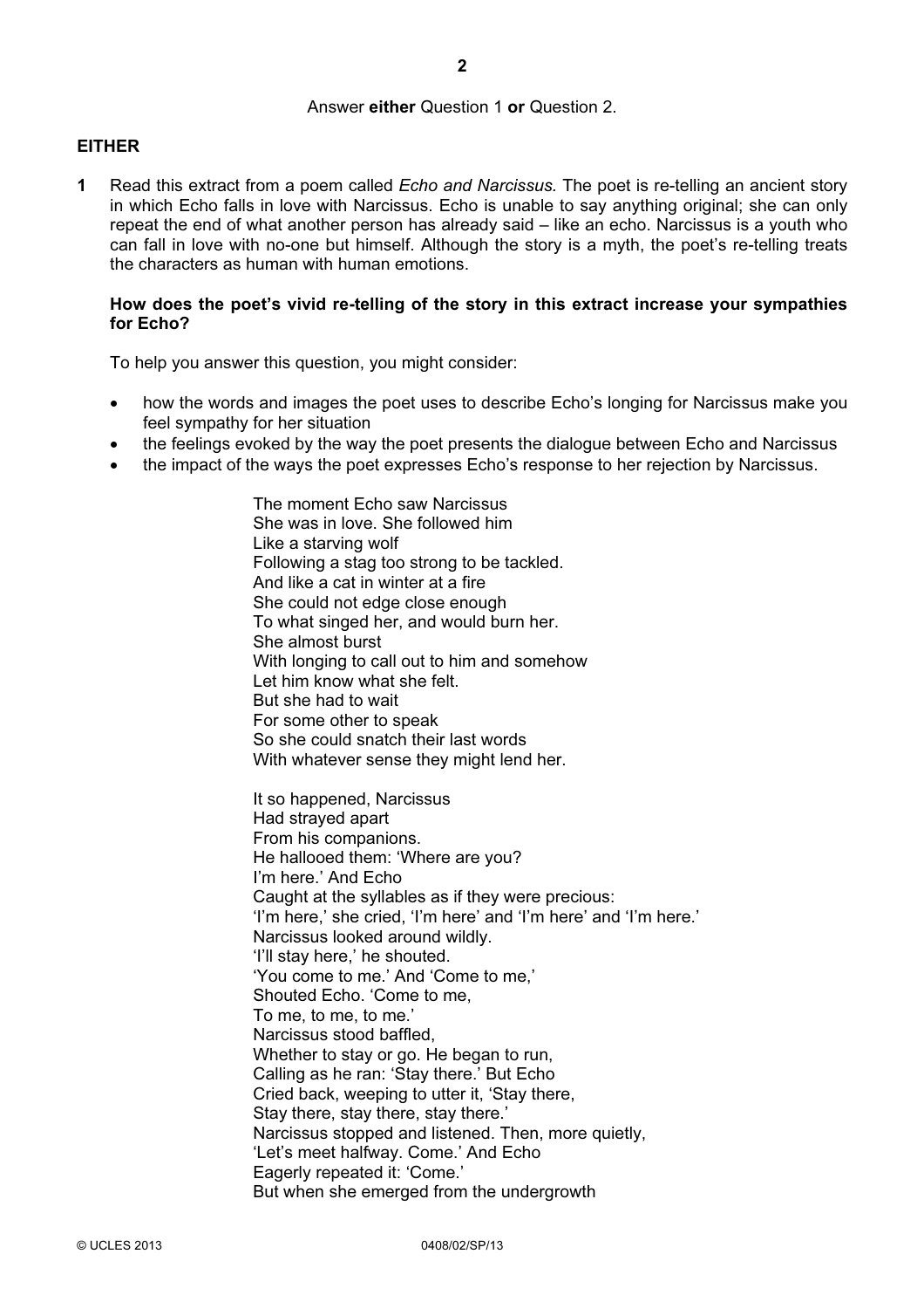Answer **either** Question 1 **or** Question 2.

**EITHER**

**1** Read this extract from a poem called *Echo and Narcissus.* The poet is re-telling an ancient story in which Echo falls in love with Narcissus. Echo is unable to say anything original; she can only repeat the end of what another person has already said – like an echo. Narcissus is a youth who can fall in love with no-one but himself. Although the story is a myth, the poet's re-telling treats the characters as human with human emotions.

**How does the poet's vivid re-telling of the story in this extract increase your sympathies for Echo?**

To help you answer this question, you might consider:

- how the words and images the poet uses to describe Echo's longing for Narcissus make you feel sympathy for her situation
- the feelings evoked by the way the poet presents the dialogue between Echo and Narcissus
- the impact of the ways the poet expresses Echo's response to her rejection by Narcissus.

The moment Echo saw Narcissus  
She was in love. She followed him  
Like a starving wolf  
Following a stag too strong to be tackled.  
And like a cat in winter at a fire  
She could not edge close enough  
To what singed her, and would burn her.  
She almost burst  
With longing to call out to him and somehow  
Let him know what she felt.  
But she had to wait  
For some other to speak  
So she could snatch their last words  
With whatever sense they might lend her.

It so happened, Narcissus  
Had strayed apart  
From his companions.  
He hallooed them: 'Where are you?  
I'm here.' And Echo  
Caught at the syllables as if they were precious:  
'I'm here,' she cried, 'I'm here' and 'I'm here' and 'I'm here.'  
Narcissus looked around wildly.  
'I'll stay here,' he shouted.  
'You come to me.' And 'Come to me,'  
Shouted Echo. 'Come to me,  
To me, to me, to me.'  
Narcissus stood baffled,  
Whether to stay or go. He began to run,  
Calling as he ran: 'Stay there.' But Echo  
Cried back, weeping to utter it, 'Stay there,  
Stay there, stay there, stay there.'  
Narcissus stopped and listened. Then, more quietly,  
'Let's meet halfway. Come.' And Echo  
Eagerly repeated it: 'Come.'  
But when she emerged from the undergrowth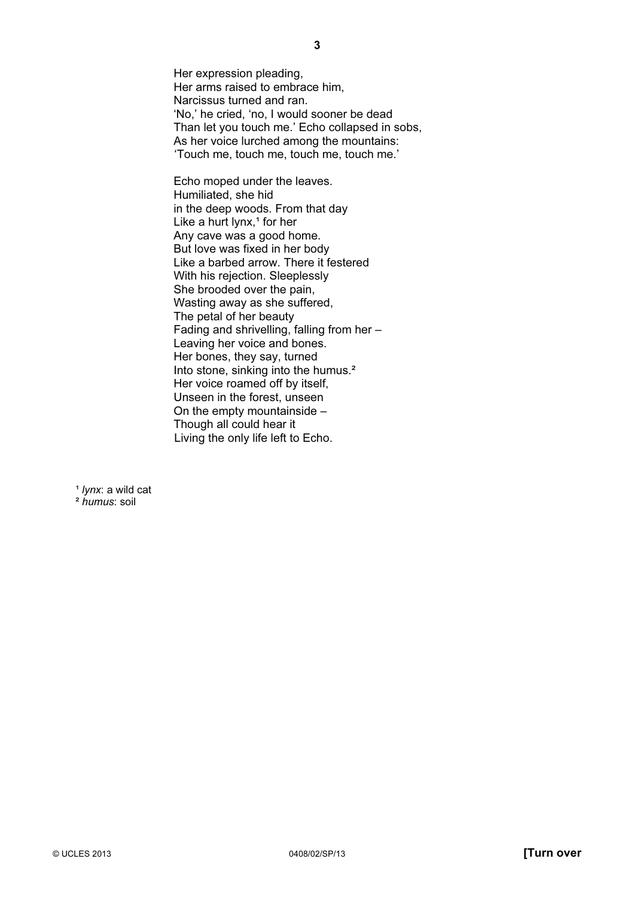Her expression pleading,  
Her arms raised to embrace him,  
Narcissus turned and ran.  
'No,' he cried, 'no, I would sooner be dead  
Than let you touch me.' Echo collapsed in sobs,  
As her voice lurched among the mountains:  
'Touch me, touch me, touch me, touch me.'

Echo moped under the leaves.  
Humiliated, she hid  
in the deep woods. From that day  
Like a hurt lynx,[1] for her  
Any cave was a good home.  
But love was fixed in her body  
Like a barbed arrow. There it festered  
With his rejection. Sleeplessly  
She brooded over the pain,  
Wasting away as she suffered,  
The petal of her beauty  
Fading and shrivelling, falling from her –  
Leaving her voice and bones.  
Her bones, they say, turned  
Into stone, sinking into the humus.[2]  
Her voice roamed off by itself,  
Unseen in the forest, unseen  
On the empty mountainside –  
Though all could hear it  
Living the only life left to Echo.

[1] *lynx*: a wild cat  
[2] *humus*: soil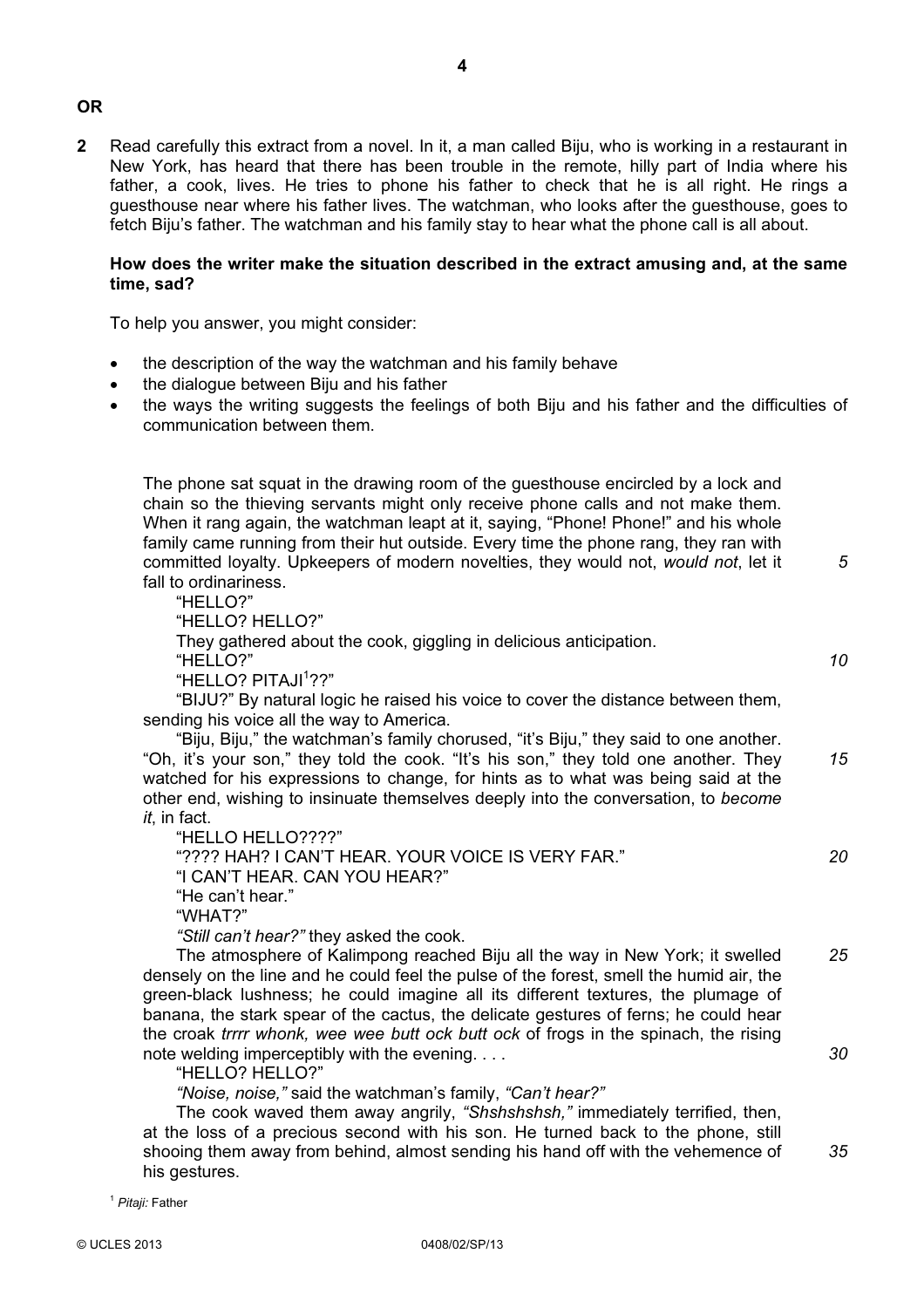**OR**

**2** Read carefully this extract from a novel. In it, a man called Biju, who is working in a restaurant in New York, has heard that there has been trouble in the remote, hilly part of India where his father, a cook, lives. He tries to phone his father to check that he is all right. He rings a guesthouse near where his father lives. The watchman, who looks after the guesthouse, goes to fetch Biju's father. The watchman and his family stay to hear what the phone call is all about.

**How does the writer make the situation described in the extract amusing and, at the same time, sad?**

To help you answer, you might consider:

- the description of the way the watchman and his family behave
- the dialogue between Biju and his father
- the ways the writing suggests the feelings of both Biju and his father and the difficulties of communication between them.

The phone sat squat in the drawing room of the guesthouse encircled by a lock and chain so the thieving servants might only receive phone calls and not make them. When it rang again, the watchman leapt at it, saying, "Phone! Phone!" and his whole family came running from their hut outside. Every time the phone rang, they ran with committed loyalty. Upkeepers of modern novelties, they would not, *would not*, let it fall to ordinariness. *5*

"HELLO?"

"HELLO? HELLO?"

They gathered about the cook, giggling in delicious anticipation.

"HELLO?" *10*

"HELLO? PITAJI[1]??"

"BIJU?" By natural logic he raised his voice to cover the distance between them, sending his voice all the way to America.

"Biju, Biju," the watchman's family chorused, "it's Biju," they said to one another. "Oh, it's your son," they told the cook. "It's his son," they told one another. They watched for his expressions to change, for hints as to what was being said at the other end, wishing to insinuate themselves deeply into the conversation, to *become it*, in fact. *15*

"HELLO HELLO????"

"???? HAH? I CAN'T HEAR. YOUR VOICE IS VERY FAR." *20*

"I CAN'T HEAR. CAN YOU HEAR?"

"He can't hear."

"WHAT?"

*"Still can't hear?"* they asked the cook.

The atmosphere of Kalimpong reached Biju all the way in New York; it swelled densely on the line and he could feel the pulse of the forest, smell the humid air, the green-black lushness; he could imagine all its different textures, the plumage of banana, the stark spear of the cactus, the delicate gestures of ferns; he could hear the croak *trrrr whonk, wee wee butt ock butt ock* of frogs in the spinach, the rising note welding imperceptibly with the evening. . . . *25* *30*

"HELLO? HELLO?"

*"Noise, noise,"* said the watchman's family, *"Can't hear?"*

The cook waved them away angrily, *"Shshshshsh,"* immediately terrified, then, at the loss of a precious second with his son. He turned back to the phone, still shooing them away from behind, almost sending his hand off with the vehemence of his gestures. *35*

[1] *Pitaji:* Father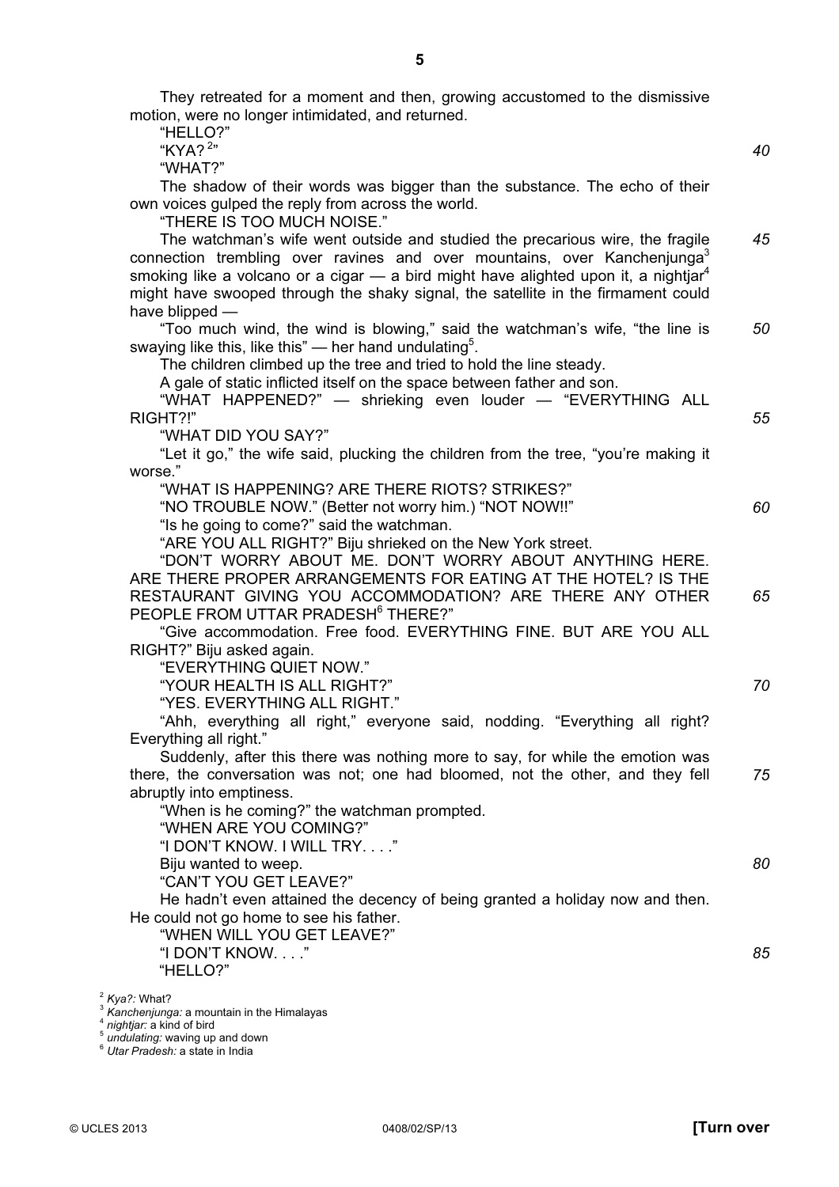They retreated for a moment and then, growing accustomed to the dismissive motion, were no longer intimidated, and returned.

"HELLO?"

"KYA? [2]" 40

"WHAT?"

The shadow of their words was bigger than the substance. The echo of their own voices gulped the reply from across the world.

"THERE IS TOO MUCH NOISE."

The watchman's wife went outside and studied the precarious wire, the fragile connection trembling over ravines and over mountains, over Kanchenjunga[3] smoking like a volcano or a cigar — a bird might have alighted upon it, a nightjar[4] might have swooped through the shaky signal, the satellite in the firmament could have blipped — 45

"Too much wind, the wind is blowing," said the watchman's wife, "the line is swaying like this, like this" — her hand undulating[5]. 50

The children climbed up the tree and tried to hold the line steady.

A gale of static inflicted itself on the space between father and son.

"WHAT HAPPENED?" — shrieking even louder — "EVERYTHING ALL RIGHT?!" 55

"WHAT DID YOU SAY?"

"Let it go," the wife said, plucking the children from the tree, "you're making it worse."

"WHAT IS HAPPENING? ARE THERE RIOTS? STRIKES?"

"NO TROUBLE NOW." (Better not worry him.) "NOT NOW!!" 60

"Is he going to come?" said the watchman.

"ARE YOU ALL RIGHT?" Biju shrieked on the New York street.

"DON'T WORRY ABOUT ME. DON'T WORRY ABOUT ANYTHING HERE. ARE THERE PROPER ARRANGEMENTS FOR EATING AT THE HOTEL? IS THE RESTAURANT GIVING YOU ACCOMMODATION? ARE THERE ANY OTHER PEOPLE FROM UTTAR PRADESH[6] THERE?" 65

"Give accommodation. Free food. EVERYTHING FINE. BUT ARE YOU ALL RIGHT?" Biju asked again.

"EVERYTHING QUIET NOW."

"YOUR HEALTH IS ALL RIGHT?" 70

"YES. EVERYTHING ALL RIGHT."

"Ahh, everything all right," everyone said, nodding. "Everything all right? Everything all right."

Suddenly, after this there was nothing more to say, for while the emotion was there, the conversation was not; one had bloomed, not the other, and they fell abruptly into emptiness. 75

"When is he coming?" the watchman prompted.

"WHEN ARE YOU COMING?"

"I DON'T KNOW. I WILL TRY. . . ."

Biju wanted to weep. 80

"CAN'T YOU GET LEAVE?"

He hadn't even attained the decency of being granted a holiday now and then. He could not go home to see his father.

"WHEN WILL YOU GET LEAVE?"

"I DON'T KNOW. . . ." 85

"HELLO?"

[2] *Kya?:* What?
[3] *Kanchenjunga:* a mountain in the Himalayas
[4] *nightjar:* a kind of bird
[5] *undulating:* waving up and down
[6] *Utar Pradesh:* a state in India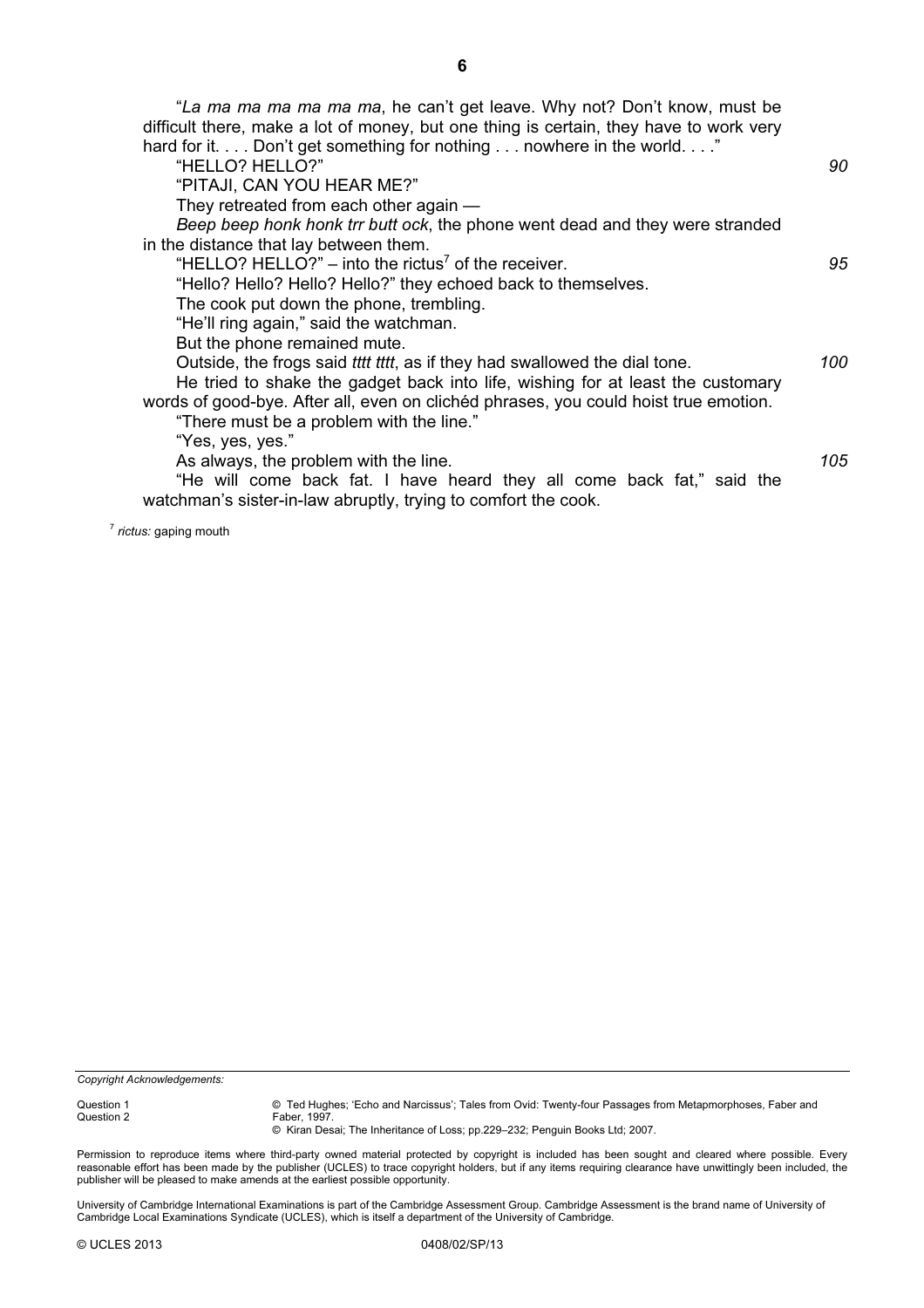"*La ma ma ma ma ma ma*, he can't get leave. Why not? Don't know, must be difficult there, make a lot of money, but one thing is certain, they have to work very hard for it. . . . Don't get something for nothing . . . nowhere in the world. . . ."

"HELLO? HELLO?" 90

"PITAJI, CAN YOU HEAR ME?"

They retreated from each other again —

*Beep beep honk honk trr butt ock*, the phone went dead and they were stranded in the distance that lay between them.

"HELLO? HELLO?" – into the rictus[7] of the receiver. 95

"Hello? Hello? Hello? Hello?" they echoed back to themselves.

The cook put down the phone, trembling.

"He'll ring again," said the watchman.

But the phone remained mute.

Outside, the frogs said *tttt tttt*, as if they had swallowed the dial tone. 100

He tried to shake the gadget back into life, wishing for at least the customary words of good-bye. After all, even on clichéd phrases, you could hoist true emotion.

"There must be a problem with the line."

"Yes, yes, yes."

As always, the problem with the line. 105

"He will come back fat. I have heard they all come back fat," said the watchman's sister-in-law abruptly, trying to comfort the cook.

[7] *rictus:* gaping mouth

*Copyright Acknowledgements:*

Question 1 © Ted Hughes; 'Echo and Narcissus'; Tales from Ovid: Twenty-four Passages from Metapmorphoses, Faber and Faber, 1997.

Question 2 © Kiran Desai; The Inheritance of Loss; pp.229–232; Penguin Books Ltd; 2007.

Permission to reproduce items where third-party owned material protected by copyright is included has been sought and cleared where possible. Every reasonable effort has been made by the publisher (UCLES) to trace copyright holders, but if any items requiring clearance have unwittingly been included, the publisher will be pleased to make amends at the earliest possible opportunity.

University of Cambridge International Examinations is part of the Cambridge Assessment Group. Cambridge Assessment is the brand name of University of Cambridge Local Examinations Syndicate (UCLES), which is itself a department of the University of Cambridge.

© UCLES 2013 0408/02/SP/13